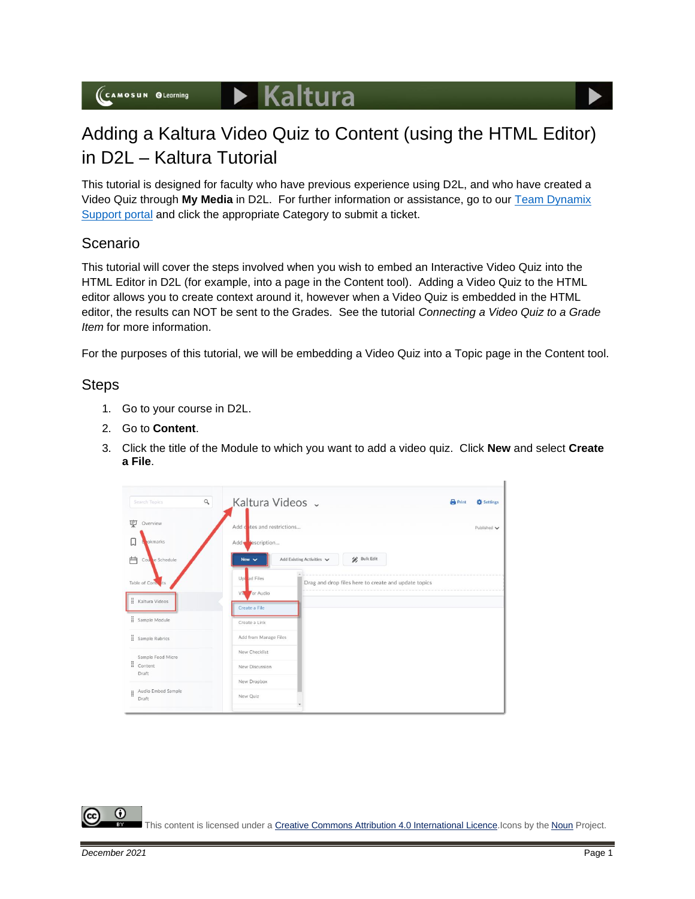# Adding a Kaltura Video Quiz to Content (using the HTML Editor) in D2L – Kaltura Tutorial

This tutorial is designed for faculty who have previous experience using D2L, and who have created a Video Quiz through **My Media** in D2L. For further information or assistance, go to our [Team Dynamix Support portal]() and click the appropriate Category to submit a ticket.

## Scenario

This tutorial will cover the steps involved when you wish to embed an Interactive Video Quiz into the HTML Editor in D2L (for example, into a page in the Content tool). Adding a Video Quiz to the HTML editor allows you to create context around it, however when a Video Quiz is embedded in the HTML editor, the results can NOT be sent to the Grades. See the tutorial *Connecting a Video Quiz to a Grade Item* for more information.

For the purposes of this tutorial, we will be embedding a Video Quiz into a Topic page in the Content tool.

## Steps

1. Go to your course in D2L.
2. Go to **Content**.
3. Click the title of the Module to which you want to add a video quiz. Click **New** and select **Create a File**.

This content is licensed under a [Creative Commons Attribution 4.0 International Licence](). Icons by the [Noun]() Project.

December 2021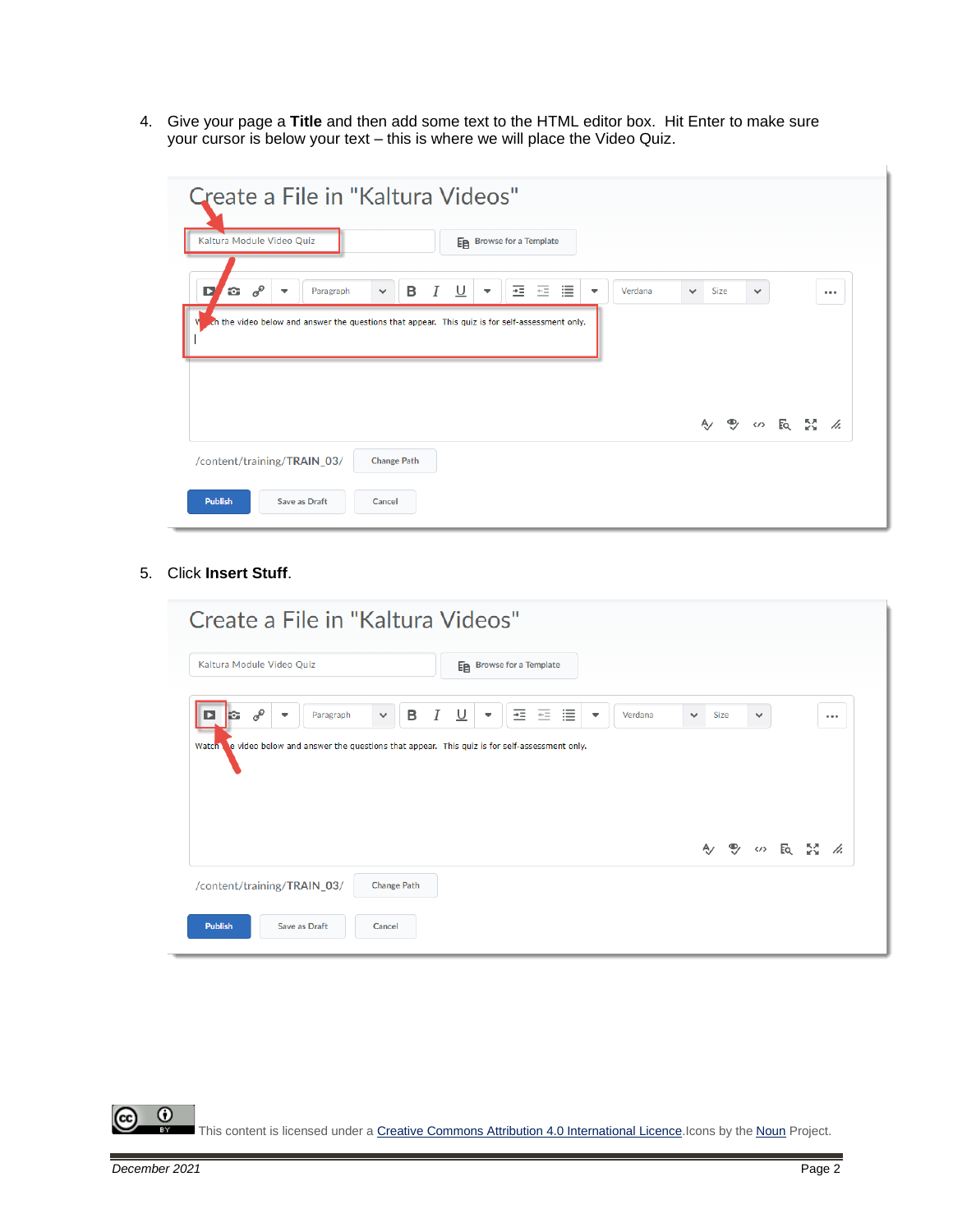4. Give your page a **Title** and then add some text to the HTML editor box. Hit Enter to make sure your cursor is below your text – this is where we will place the Video Quiz.

5. Click **Insert Stuff**.

This content is licensed under a Creative Commons Attribution 4.0 International Licence. Icons by the Noun Project.

December 2021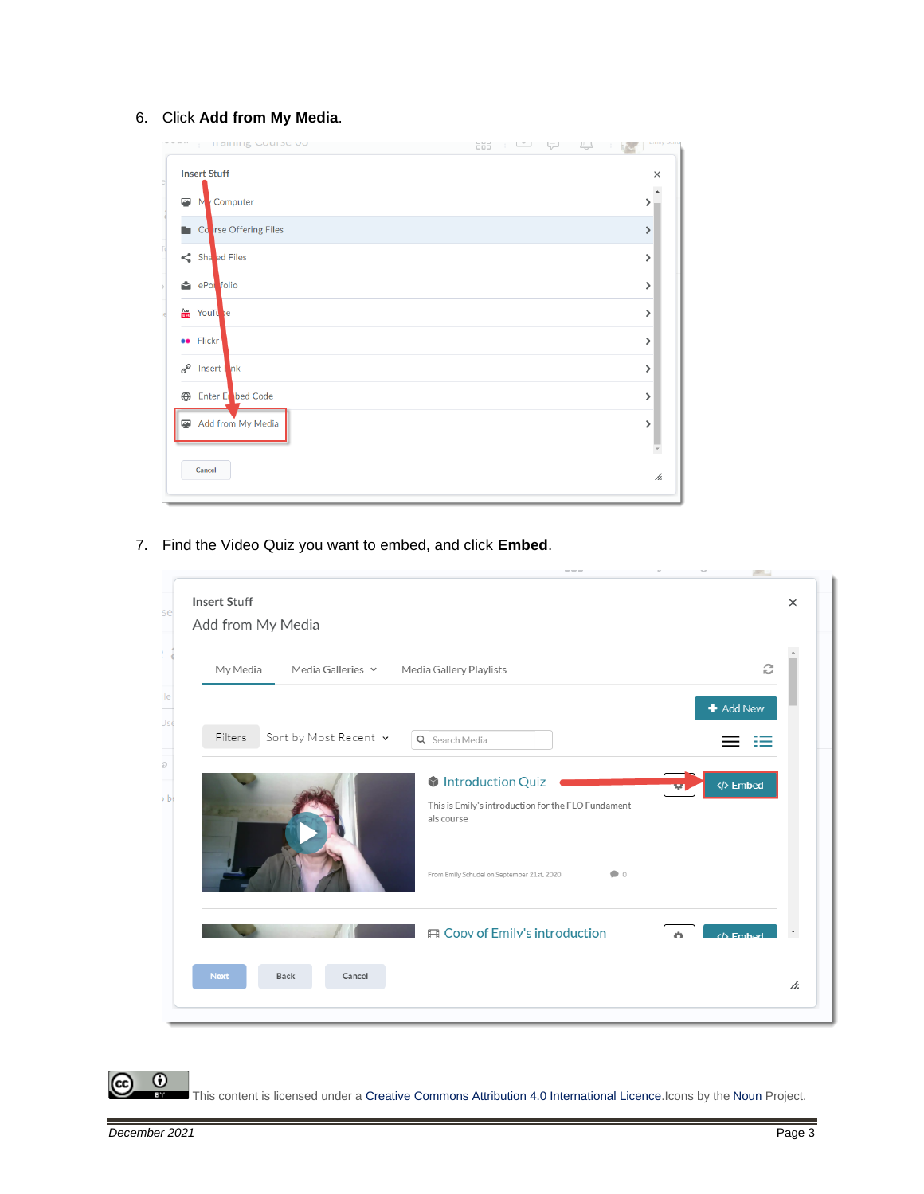6. Click **Add from My Media**.

7. Find the Video Quiz you want to embed, and click **Embed**.

This content is licensed under a Creative Commons Attribution 4.0 International Licence.Icons by the Noun Project.

*December 2021*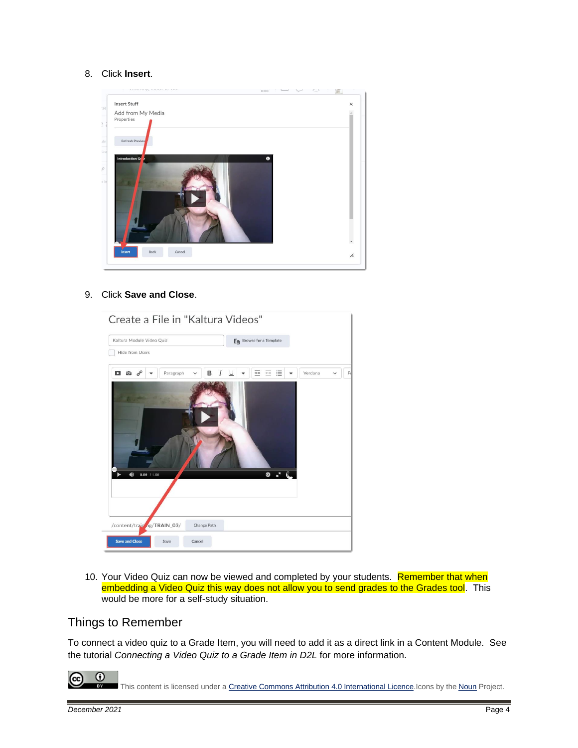8. Click **Insert**.

9. Click **Save and Close**.

10. Your Video Quiz can now be viewed and completed by your students. Remember that when embedding a Video Quiz this way does not allow you to send grades to the Grades tool. This would be more for a self-study situation.

## Things to Remember

To connect a video quiz to a Grade Item, you will need to add it as a direct link in a Content Module. See the tutorial *Connecting a Video Quiz to a Grade Item in D2L* for more information.

This content is licensed under a Creative Commons Attribution 4.0 International Licence.Icons by the Noun Project.